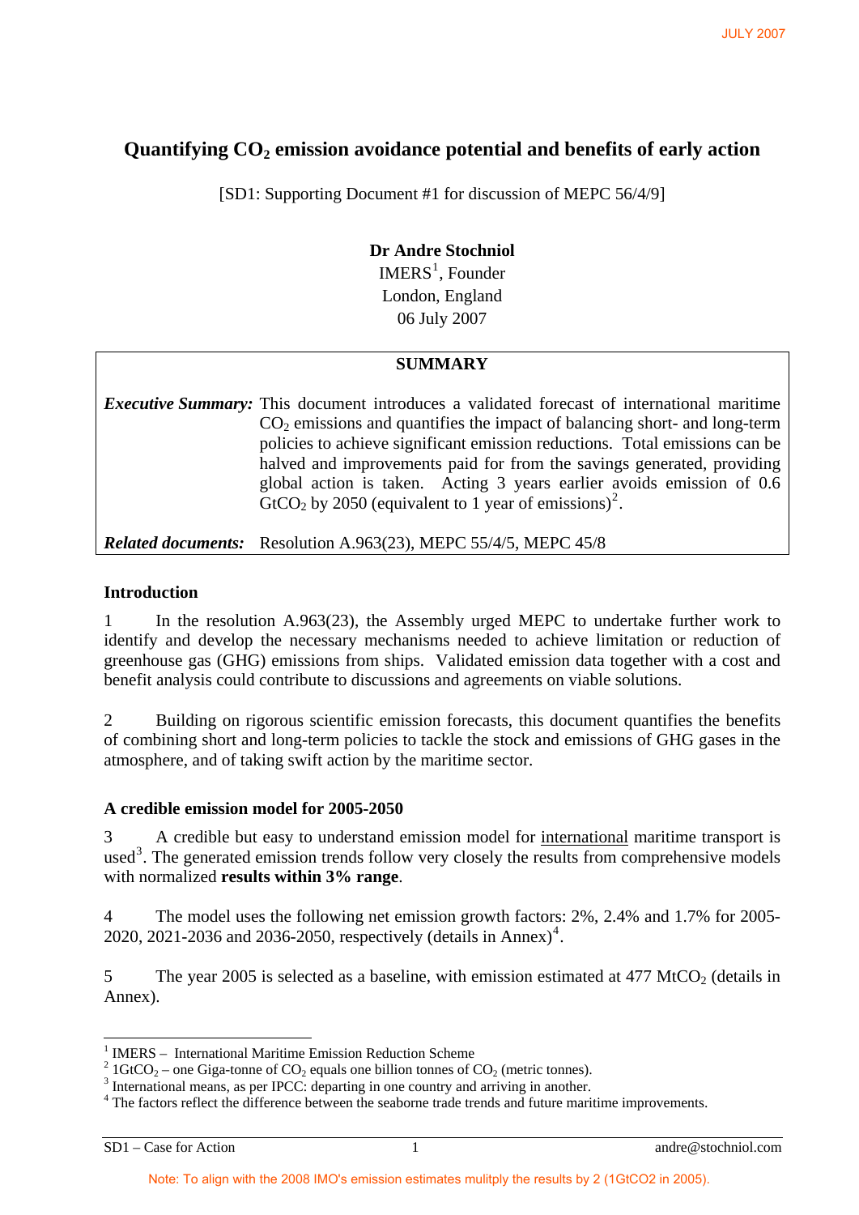# Quantifying $CO_2$ emission avoidance potential and benefits of early action

[SD1: Supporting Document #1 for discussion of MEPC 56/4/9]

**Dr Andre Stochniol**
IMERS[1], Founder
London, England
06 July 2007

| **SUMMARY** | |
|---|---|
| ***Executive Summary:*** | This document introduces a validated forecast of international maritime $CO_2$ emissions and quantifies the impact of balancing short- and long-term policies to achieve significant emission reductions. Total emissions can be halved and improvements paid for from the savings generated, providing global action is taken. Acting 3 years earlier avoids emission of 0.6 $GtCO_2$ by 2050 (equivalent to 1 year of emissions)[2]. |
| ***Related documents:*** | Resolution A.963(23), MEPC 55/4/5, MEPC 45/8 |

## Introduction

1 In the resolution A.963(23), the Assembly urged MEPC to undertake further work to identify and develop the necessary mechanisms needed to achieve limitation or reduction of greenhouse gas (GHG) emissions from ships. Validated emission data together with a cost and benefit analysis could contribute to discussions and agreements on viable solutions.

2 Building on rigorous scientific emission forecasts, this document quantifies the benefits of combining short and long-term policies to tackle the stock and emissions of GHG gases in the atmosphere, and of taking swift action by the maritime sector.

## A credible emission model for 2005-2050

3 A credible but easy to understand emission model for international maritime transport is used[3]. The generated emission trends follow very closely the results from comprehensive models with normalized **results within 3% range**.

4 The model uses the following net emission growth factors: 2%, 2.4% and 1.7% for 2005-2020, 2021-2036 and 2036-2050, respectively (details in Annex)[4].

5 The year 2005 is selected as a baseline, with emission estimated at 477 $MtCO_2$ (details in Annex).

---

[1] IMERS – International Maritime Emission Reduction Scheme
[2] $1GtCO_2$ – one Giga-tonne of $CO_2$ equals one billion tonnes of $CO_2$ (metric tonnes).
[3] International means, as per IPCC: departing in one country and arriving in another.
[4] The factors reflect the difference between the seaborne trade trends and future maritime improvements.

Note: To align with the 2008 IMO's emission estimates mulitply the results by 2 (1GtCO2 in 2005).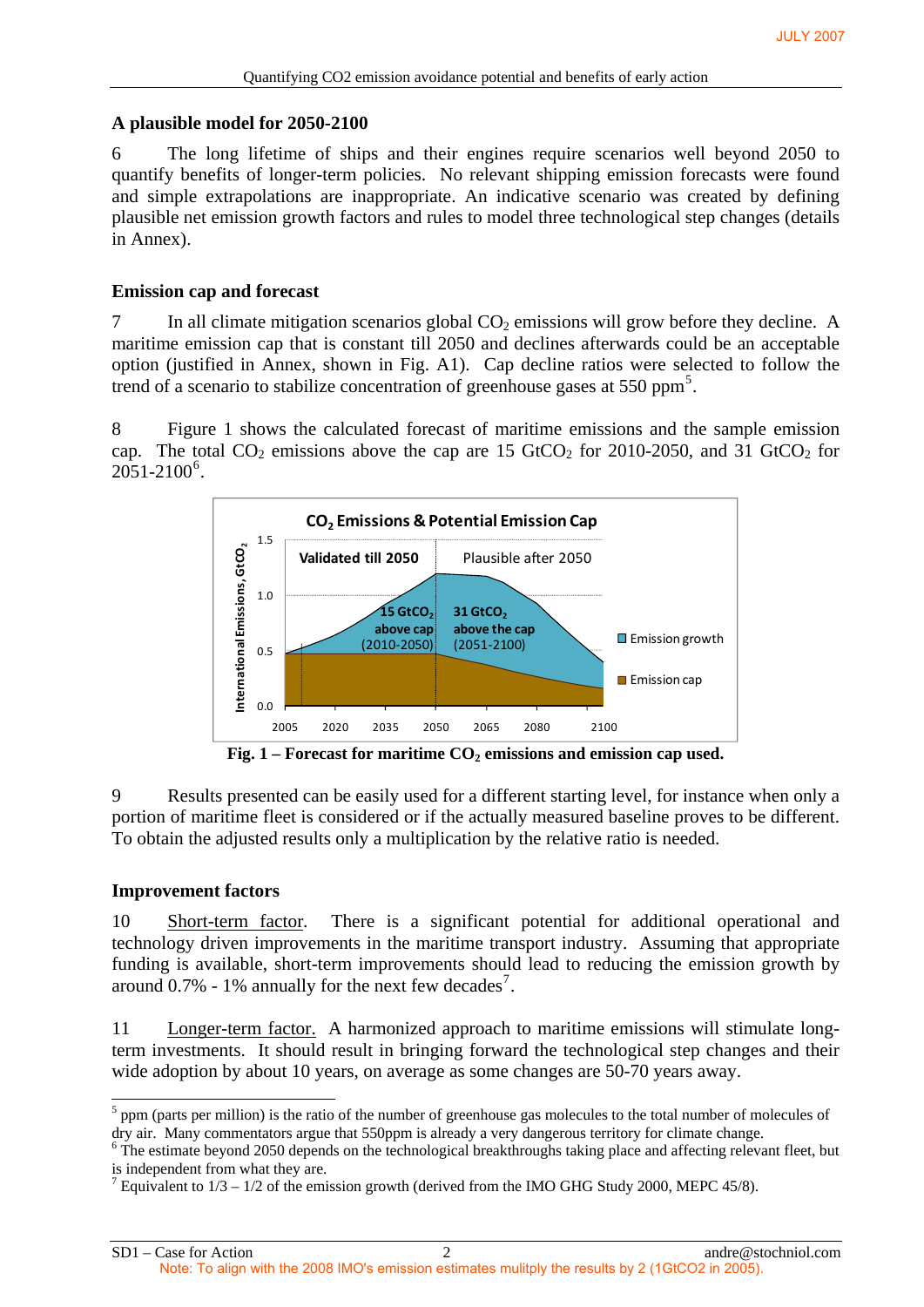## A plausible model for 2050-2100

6 The long lifetime of ships and their engines require scenarios well beyond 2050 to quantify benefits of longer-term policies. No relevant shipping emission forecasts were found and simple extrapolations are inappropriate. An indicative scenario was created by defining plausible net emission growth factors and rules to model three technological step changes (details in Annex).

## Emission cap and forecast

7 In all climate mitigation scenarios global $CO_2$ emissions will grow before they decline. A maritime emission cap that is constant till 2050 and declines afterwards could be an acceptable option (justified in Annex, shown in Fig. A1). Cap decline ratios were selected to follow the trend of a scenario to stabilize concentration of greenhouse gases at 550 ppm[5].

8 Figure 1 shows the calculated forecast of maritime emissions and the sample emission cap. The total $CO_2$ emissions above the cap are 15 $GtCO_2$ for 2010-2050, and 31 $GtCO_2$ for 2051-2100[6].

**Fig. 1 – Forecast for maritime $CO_2$ emissions and emission cap used.**

9 Results presented can be easily used for a different starting level, for instance when only a portion of maritime fleet is considered or if the actually measured baseline proves to be different. To obtain the adjusted results only a multiplication by the relative ratio is needed.

## Improvement factors

10 Short-term factor. There is a significant potential for additional operational and technology driven improvements in the maritime transport industry. Assuming that appropriate funding is available, short-term improvements should lead to reducing the emission growth by around 0.7% - 1% annually for the next few decades[7].

11 Longer-term factor. A harmonized approach to maritime emissions will stimulate long-term investments. It should result in bringing forward the technological step changes and their wide adoption by about 10 years, on average as some changes are 50-70 years away.

---

[5] ppm (parts per million) is the ratio of the number of greenhouse gas molecules to the total number of molecules of dry air. Many commentators argue that 550ppm is already a very dangerous territory for climate change.

[6] The estimate beyond 2050 depends on the technological breakthroughs taking place and affecting relevant fleet, but is independent from what they are.

[7] Equivalent to 1/3 – 1/2 of the emission growth (derived from the IMO GHG Study 2000, MEPC 45/8).

Note: To align with the 2008 IMO's emission estimates mulitply the results by 2 (1GtCO2 in 2005).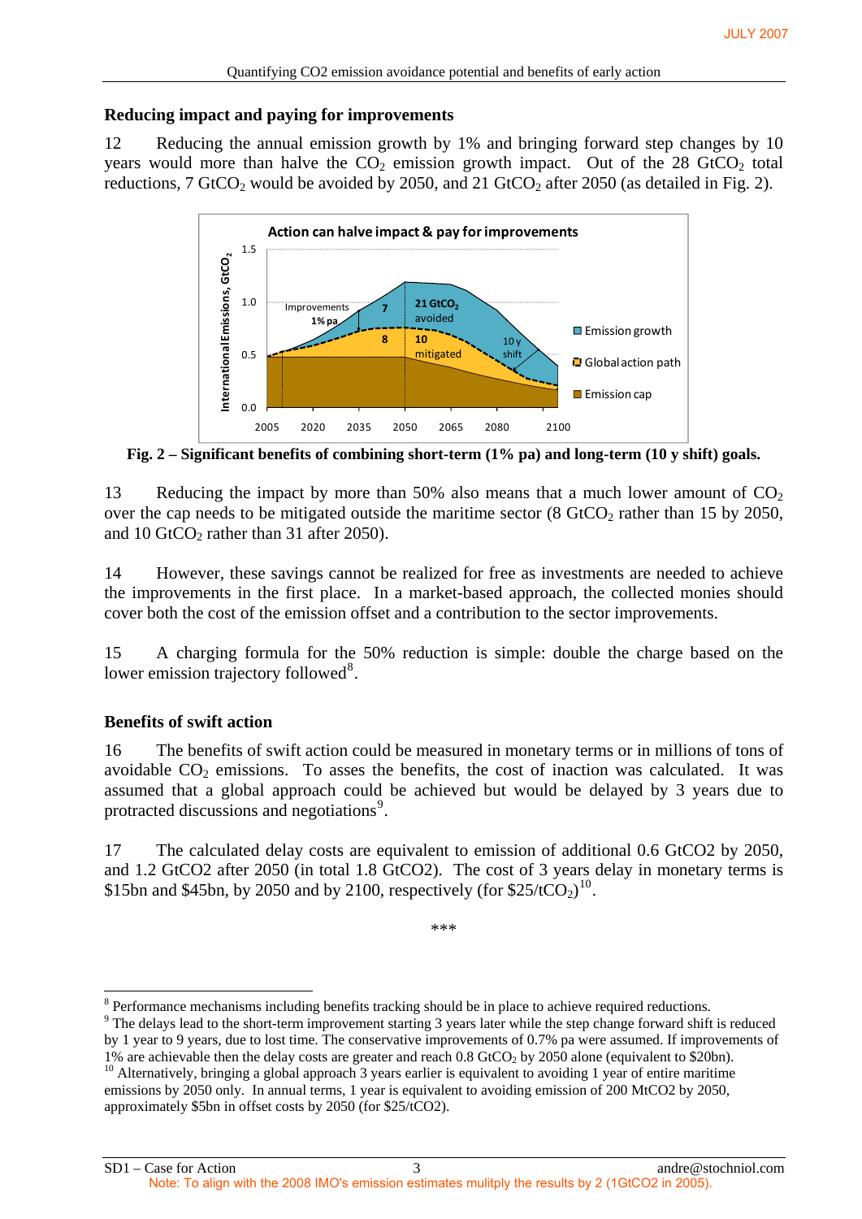## Reducing impact and paying for improvements

12 Reducing the annual emission growth by 1% and bringing forward step changes by 10 years would more than halve the $CO_2$ emission growth impact. Out of the 28 $GtCO_2$ total reductions, 7 $GtCO_2$ would be avoided by 2050, and 21 $GtCO_2$ after 2050 (as detailed in Fig. 2).

**Fig. 2 – Significant benefits of combining short-term (1% pa) and long-term (10 y shift) goals.**

13 Reducing the impact by more than 50% also means that a much lower amount of $CO_2$ over the cap needs to be mitigated outside the maritime sector (8 $GtCO_2$ rather than 15 by 2050, and 10 $GtCO_2$ rather than 31 after 2050).

14 However, these savings cannot be realized for free as investments are needed to achieve the improvements in the first place. In a market-based approach, the collected monies should cover both the cost of the emission offset and a contribution to the sector improvements.

15 A charging formula for the 50% reduction is simple: double the charge based on the lower emission trajectory followed[8].

## Benefits of swift action

16 The benefits of swift action could be measured in monetary terms or in millions of tons of avoidable $CO_2$ emissions. To asses the benefits, the cost of inaction was calculated. It was assumed that a global approach could be achieved but would be delayed by 3 years due to protracted discussions and negotiations[9].

17 The calculated delay costs are equivalent to emission of additional 0.6 GtCO2 by 2050, and 1.2 GtCO2 after 2050 (in total 1.8 GtCO2). The cost of 3 years delay in monetary terms is \$15bn and \$45bn, by 2050 and by 2100, respectively (for \$25/t$CO_2$)[10].

\*\*\*

[8] Performance mechanisms including benefits tracking should be in place to achieve required reductions.

[9] The delays lead to the short-term improvement starting 3 years later while the step change forward shift is reduced by 1 year to 9 years, due to lost time. The conservative improvements of 0.7% pa were assumed. If improvements of 1% are achievable then the delay costs are greater and reach 0.8 $GtCO_2$ by 2050 alone (equivalent to \$20bn).

[10] Alternatively, bringing a global approach 3 years earlier is equivalent to avoiding 1 year of entire maritime emissions by 2050 only. In annual terms, 1 year is equivalent to avoiding emission of 200 MtCO2 by 2050, approximately \$5bn in offset costs by 2050 (for \$25/tCO2).

Note: To align with the 2008 IMO's emission estimates mulitply the results by 2 (1GtCO2 in 2005).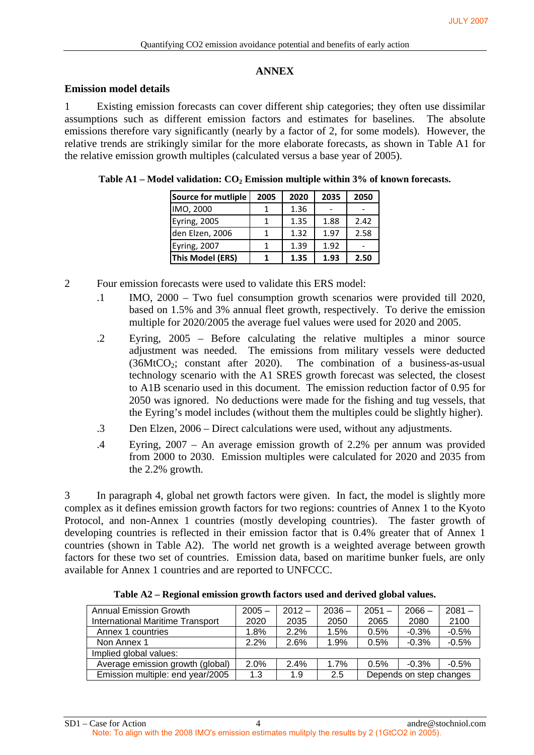## ANNEX

### Emission model details

1 Existing emission forecasts can cover different ship categories; they often use dissimilar assumptions such as different emission factors and estimates for baselines. The absolute emissions therefore vary significantly (nearly by a factor of 2, for some models). However, the relative trends are strikingly similar for the more elaborate forecasts, as shown in Table A1 for the relative emission growth multiples (calculated versus a base year of 2005).

**Table A1 – Model validation: $CO_2$ Emission multiple within 3% of known forecasts.**

| Source for mutliple | 2005 | 2020 | 2035 | 2050 |
|---|---|---|---|---|
| IMO, 2000 | 1 | 1.36 | - | - |
| Eyring, 2005 | 1 | 1.35 | 1.88 | 2.42 |
| den Elzen, 2006 | 1 | 1.32 | 1.97 | 2.58 |
| Eyring, 2007 | 1 | 1.39 | 1.92 | - |
| **This Model (ERS)** | **1** | **1.35** | **1.93** | **2.50** |

2 Four emission forecasts were used to validate this ERS model:

.1 IMO, 2000 – Two fuel consumption growth scenarios were provided till 2020, based on 1.5% and 3% annual fleet growth, respectively. To derive the emission multiple for 2020/2005 the average fuel values were used for 2020 and 2005.

.2 Eyring, 2005 – Before calculating the relative multiples a minor source adjustment was needed. The emissions from military vessels were deducted (36Mt$CO_2$; constant after 2020). The combination of a business-as-usual technology scenario with the A1 SRES growth forecast was selected, the closest to A1B scenario used in this document. The emission reduction factor of 0.95 for 2050 was ignored. No deductions were made for the fishing and tug vessels, that the Eyring's model includes (without them the multiples could be slightly higher).

.3 Den Elzen, 2006 – Direct calculations were used, without any adjustments.

.4 Eyring, 2007 – An average emission growth of 2.2% per annum was provided from 2000 to 2030. Emission multiples were calculated for 2020 and 2035 from the 2.2% growth.

3 In paragraph 4, global net growth factors were given. In fact, the model is slightly more complex as it defines emission growth factors for two regions: countries of Annex 1 to the Kyoto Protocol, and non-Annex 1 countries (mostly developing countries). The faster growth of developing countries is reflected in their emission factor that is 0.4% greater that of Annex 1 countries (shown in Table A2). The world net growth is a weighted average between growth factors for these two set of countries. Emission data, based on maritime bunker fuels, are only available for Annex 1 countries and are reported to UNFCCC.

**Table A2 – Regional emission growth factors used and derived global values.**

| Annual Emission Growth International Maritime Transport | 2005 – 2020 | 2012 – 2035 | 2036 – 2050 | 2051 – 2065 | 2066 – 2080 | 2081 – 2100 |
|---|---|---|---|---|---|---|
| Annex 1 countries | 1.8% | 2.2% | 1.5% | 0.5% | -0.3% | -0.5% |
| Non Annex 1 | 2.2% | 2.6% | 1.9% | 0.5% | -0.3% | -0.5% |
| Implied global values: | | | | | | |
| Average emission growth (global) | 2.0% | 2.4% | 1.7% | 0.5% | -0.3% | -0.5% |
| Emission multiple: end year/2005 | 1.3 | 1.9 | 2.5 | Depends on step changes | | |

Note: To align with the 2008 IMO's emission estimates mulitply the results by 2 (1Gt$CO_2$ in 2005).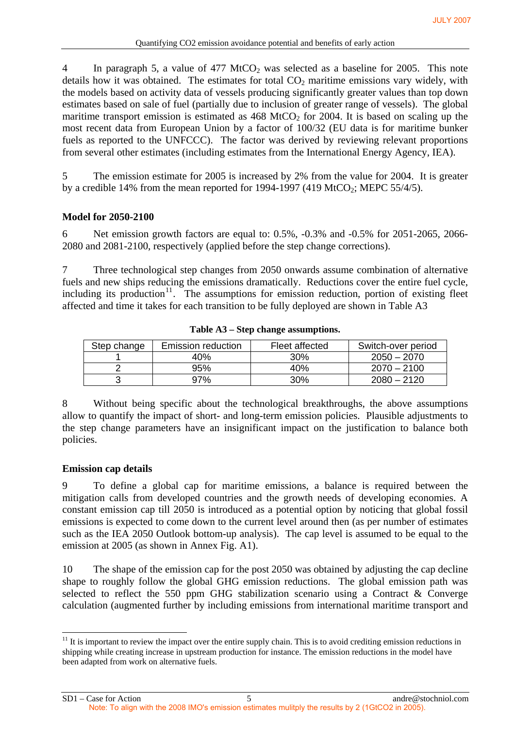4 In paragraph 5, a value of 477 $MtCO_2$ was selected as a baseline for 2005. This note details how it was obtained. The estimates for total $CO_2$ maritime emissions vary widely, with the models based on activity data of vessels producing significantly greater values than top down estimates based on sale of fuel (partially due to inclusion of greater range of vessels). The global maritime transport emission is estimated as 468 $MtCO_2$ for 2004. It is based on scaling up the most recent data from European Union by a factor of 100/32 (EU data is for maritime bunker fuels as reported to the UNFCCC). The factor was derived by reviewing relevant proportions from several other estimates (including estimates from the International Energy Agency, IEA).

5 The emission estimate for 2005 is increased by 2% from the value for 2004. It is greater by a credible 14% from the mean reported for 1994-1997 (419 $MtCO_2$; MEPC 55/4/5).

### Model for 2050-2100

6 Net emission growth factors are equal to: 0.5%, -0.3% and -0.5% for 2051-2065, 2066-2080 and 2081-2100, respectively (applied before the step change corrections).

7 Three technological step changes from 2050 onwards assume combination of alternative fuels and new ships reducing the emissions dramatically. Reductions cover the entire fuel cycle, including its production[11]. The assumptions for emission reduction, portion of existing fleet affected and time it takes for each transition to be fully deployed are shown in Table A3

**Table A3 – Step change assumptions.**

| Step change | Emission reduction | Fleet affected | Switch-over period |
|---|---|---|---|
| 1 | 40% | 30% | 2050 – 2070 |
| 2 | 95% | 40% | 2070 – 2100 |
| 3 | 97% | 30% | 2080 – 2120 |

8 Without being specific about the technological breakthroughs, the above assumptions allow to quantify the impact of short- and long-term emission policies. Plausible adjustments to the step change parameters have an insignificant impact on the justification to balance both policies.

### Emission cap details

9 To define a global cap for maritime emissions, a balance is required between the mitigation calls from developed countries and the growth needs of developing economies. A constant emission cap till 2050 is introduced as a potential option by noticing that global fossil emissions is expected to come down to the current level around then (as per number of estimates such as the IEA 2050 Outlook bottom-up analysis). The cap level is assumed to be equal to the emission at 2005 (as shown in Annex Fig. A1).

10 The shape of the emission cap for the post 2050 was obtained by adjusting the cap decline shape to roughly follow the global GHG emission reductions. The global emission path was selected to reflect the 550 ppm GHG stabilization scenario using a Contract & Converge calculation (augmented further by including emissions from international maritime transport and

---

[11] It is important to review the impact over the entire supply chain. This is to avoid crediting emission reductions in shipping while creating increase in upstream production for instance. The emission reductions in the model have been adapted from work on alternative fuels.

Note: To align with the 2008 IMO's emission estimates mulitply the results by 2 (1GtCO2 in 2005).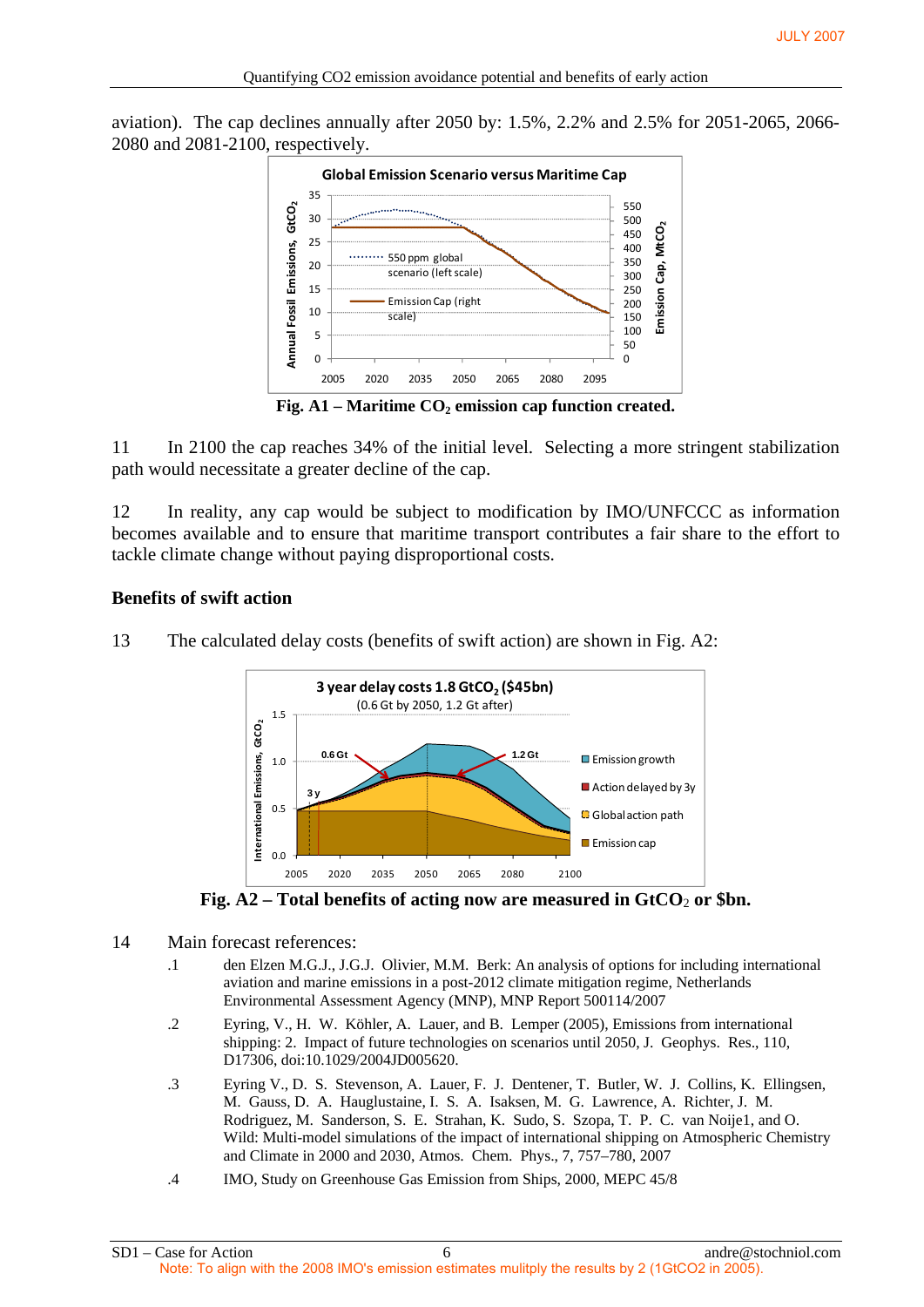aviation). The cap declines annually after 2050 by: 1.5%, 2.2% and 2.5% for 2051-2065, 2066-2080 and 2081-2100, respectively.

Global Emission Scenario versus Maritime Cap

Annual Fossil Emissions, $GtCO_2$

35
30
25
20
15
10
5
0

Emission Cap, $MtCO_2$

550
500
450
400
350
300
250
200
150
100
50
0

550 ppm global scenario (left scale)

Emission Cap (right scale)

2005 2020 2035 2050 2065 2080 2095

**Fig. A1 – Maritime $CO_2$ emission cap function created.**

11 In 2100 the cap reaches 34% of the initial level. Selecting a more stringent stabilization path would necessitate a greater decline of the cap.

12 In reality, any cap would be subject to modification by IMO/UNFCCC as information becomes available and to ensure that maritime transport contributes a fair share to the effort to tackle climate change without paying disproportional costs.

## Benefits of swift action

13 The calculated delay costs (benefits of swift action) are shown in Fig. A2:

3 year delay costs 1.8 $GtCO_2$ ($45bn)
(0.6 Gt by 2050, 1.2 Gt after)

International Emissions, $GtCO_2$

1.5
1.0
0.5
0.0

0.6 Gt
1.2 Gt
3 y

Emission growth
Action delayed by 3y
Global action path
Emission cap

2005 2020 2035 2050 2065 2080 2100

**Fig. A2 – Total benefits of acting now are measured in $GtCO_2$ or $bn.**

14 Main forecast references:

.1 den Elzen M.G.J., J.G.J. Olivier, M.M. Berk: An analysis of options for including international aviation and marine emissions in a post-2012 climate mitigation regime, Netherlands Environmental Assessment Agency (MNP), MNP Report 500114/2007

.2 Eyring, V., H. W. Köhler, A. Lauer, and B. Lemper (2005), Emissions from international shipping: 2. Impact of future technologies on scenarios until 2050, J. Geophys. Res., 110, D17306, doi:10.1029/2004JD005620.

.3 Eyring V., D. S. Stevenson, A. Lauer, F. J. Dentener, T. Butler, W. J. Collins, K. Ellingsen, M. Gauss, D. A. Hauglustaine, I. S. A. Isaksen, M. G. Lawrence, A. Richter, J. M. Rodriguez, M. Sanderson, S. E. Strahan, K. Sudo, S. Szopa, T. P. C. van Noije1, and O. Wild: Multi-model simulations of the impact of international shipping on Atmospheric Chemistry and Climate in 2000 and 2030, Atmos. Chem. Phys., 7, 757–780, 2007

.4 IMO, Study on Greenhouse Gas Emission from Ships, 2000, MEPC 45/8

Note: To align with the 2008 IMO's emission estimates mulitply the results by 2 (1GtCO2 in 2005).